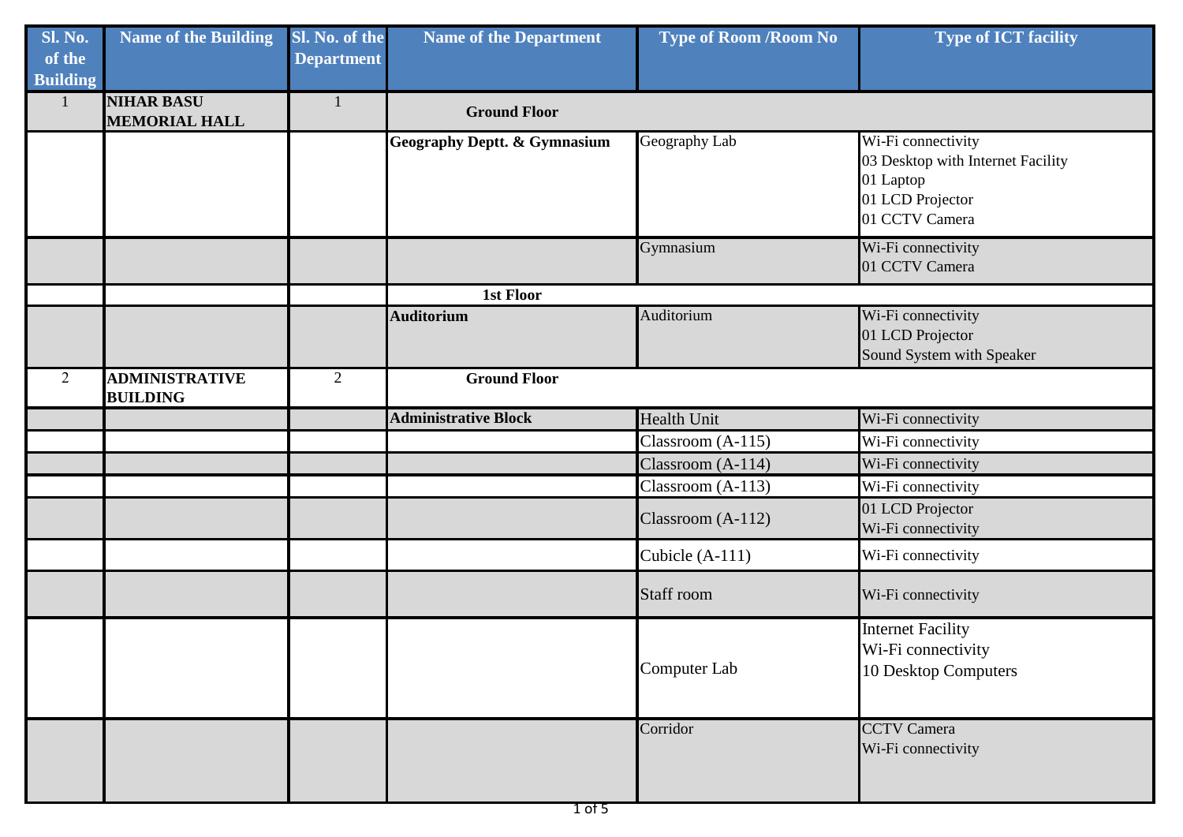| Sl. No. of the Building | Name of the Building | Sl. No. of the Department | Name of the Department | Type of Room /Room No | Type of ICT facility |
|---|---|---|---|---|---|
| 1 | **NIHAR BASU MEMORIAL HALL** | 1 | **Ground Floor** | | |
| | | | **Geography Deptt. & Gymnasium** | Geography Lab | Wi-Fi connectivity<br>03 Desktop with Internet Facility<br>01 Laptop<br>01 LCD Projector<br>01 CCTV Camera |
| | | | | Gymnasium | Wi-Fi connectivity<br>01 CCTV Camera |
| | | | **1st Floor** | | |
| | | | **Auditorium** | Auditorium | Wi-Fi connectivity<br>01 LCD Projector<br>Sound System with Speaker |
| 2 | **ADMINISTRATIVE BUILDING** | 2 | **Ground Floor** | | |
| | | | **Administrative Block** | Health Unit | Wi-Fi connectivity |
| | | | | Classroom (A-115) | Wi-Fi connectivity |
| | | | | Classroom (A-114) | Wi-Fi connectivity |
| | | | | Classroom (A-113) | Wi-Fi connectivity |
| | | | | Classroom (A-112) | 01 LCD Projector<br>Wi-Fi connectivity |
| | | | | Cubicle (A-111) | Wi-Fi connectivity |
| | | | | Staff room | Wi-Fi connectivity |
| | | | | Computer Lab | Internet Facility<br>Wi-Fi connectivity<br>10 Desktop Computers |
| | | | | Corridor | CCTV Camera<br>Wi-Fi connectivity |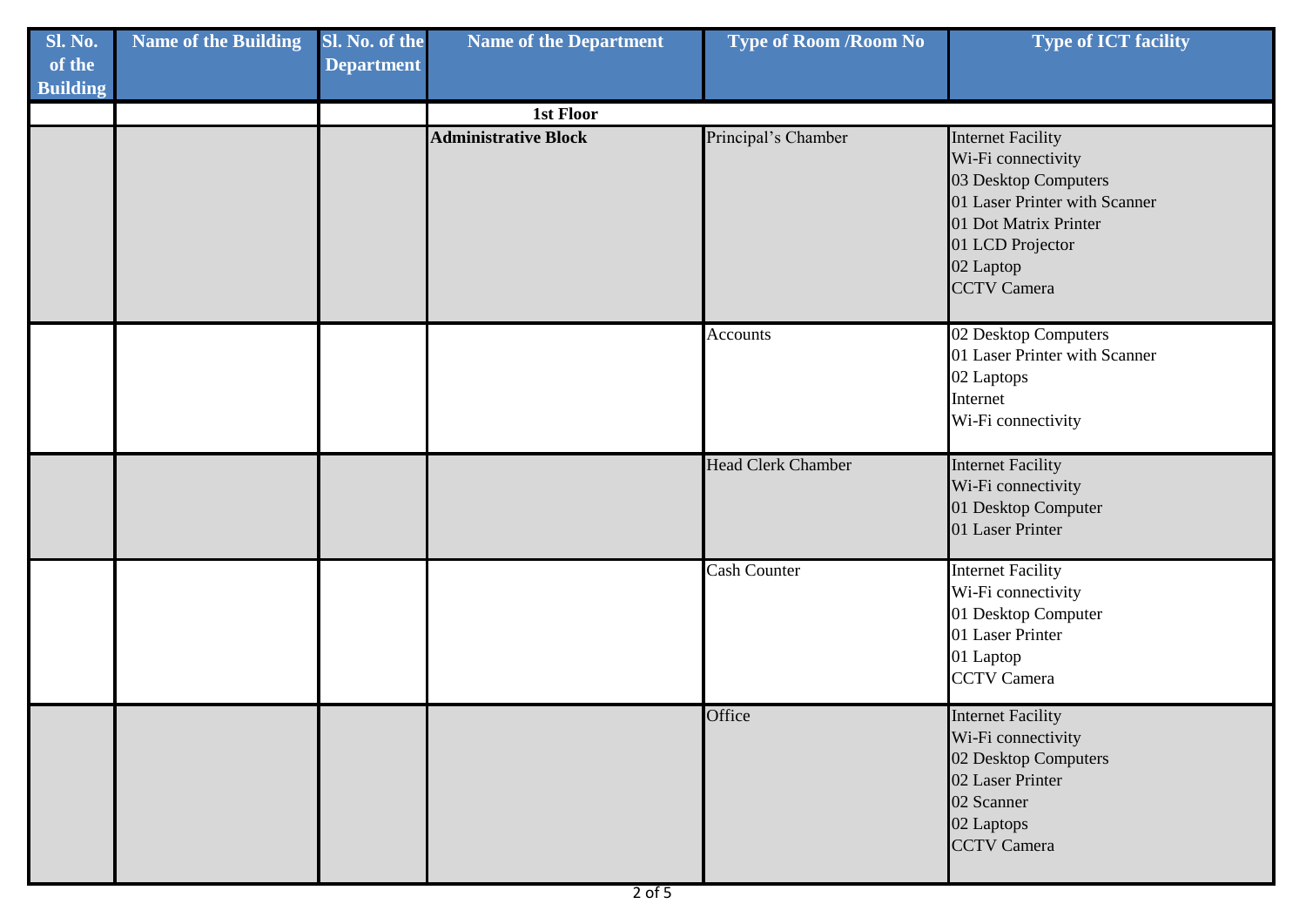| Sl. No. of the Building | Name of the Building | Sl. No. of the Department | Name of the Department | Type of Room /Room No | Type of ICT facility |
|---|---|---|---|---|---|
| | | | **1st Floor** | | |
| | | | **Administrative Block** | Principal's Chamber | Internet Facility<br>Wi-Fi connectivity<br>03 Desktop Computers<br>01 Laser Printer with Scanner<br>01 Dot Matrix Printer<br>01 LCD Projector<br>02 Laptop<br>CCTV Camera |
| | | | | Accounts | 02 Desktop Computers<br>01 Laser Printer with Scanner<br>02 Laptops<br>Internet<br>Wi-Fi connectivity |
| | | | | Head Clerk Chamber | Internet Facility<br>Wi-Fi connectivity<br>01 Desktop Computer<br>01 Laser Printer |
| | | | | Cash Counter | Internet Facility<br>Wi-Fi connectivity<br>01 Desktop Computer<br>01 Laser Printer<br>01 Laptop<br>CCTV Camera |
| | | | | Office | Internet Facility<br>Wi-Fi connectivity<br>02 Desktop Computers<br>02 Laser Printer<br>02 Scanner<br>02 Laptops<br>CCTV Camera |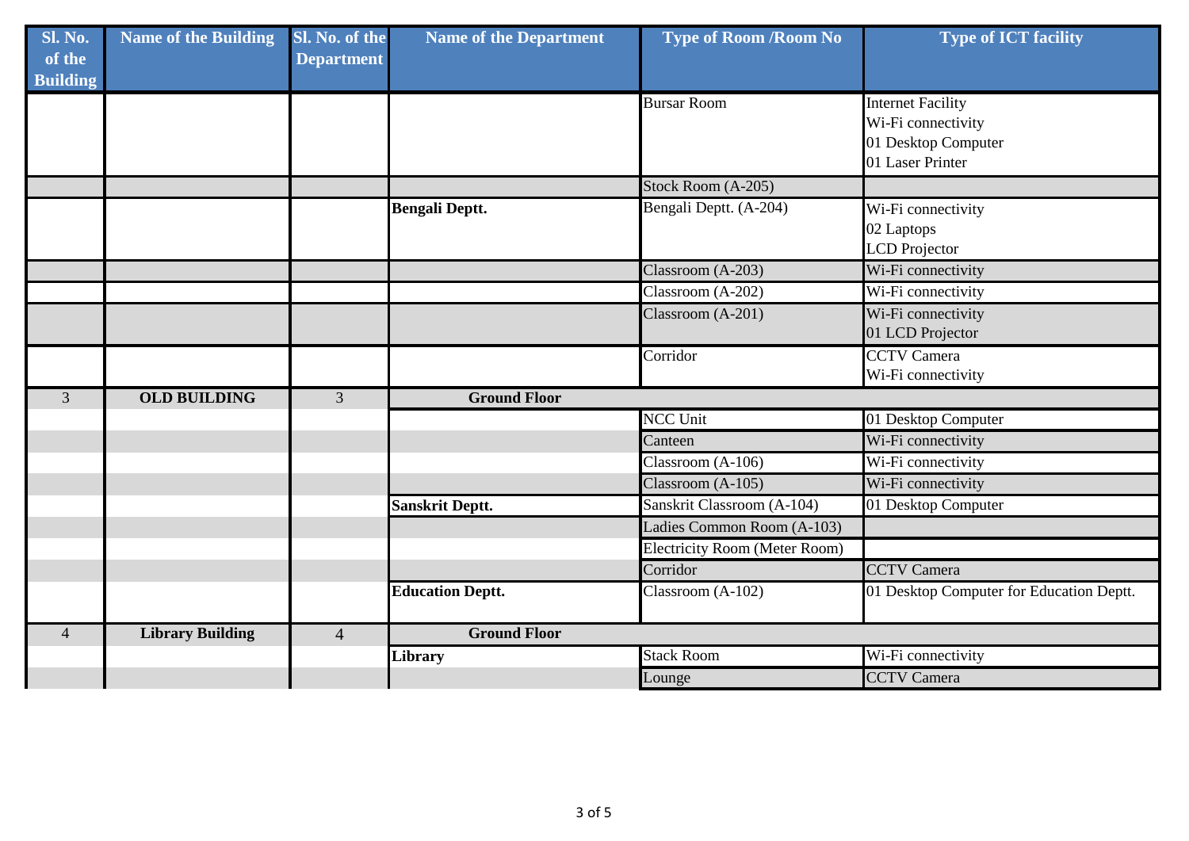| Sl. No. of the Building | Name of the Building | Sl. No. of the Department | Name of the Department | Type of Room /Room No | Type of ICT facility |
|---|---|---|---|---|---|
| | | | | Bursar Room | Internet Facility<br>Wi-Fi connectivity<br>01 Desktop Computer<br>01 Laser Printer |
| | | | | Stock Room (A-205) | |
| | | | **Bengali Deptt.** | Bengali Deptt. (A-204) | Wi-Fi connectivity<br>02 Laptops<br>LCD Projector |
| | | | | Classroom (A-203) | Wi-Fi connectivity |
| | | | | Classroom (A-202) | Wi-Fi connectivity |
| | | | | Classroom (A-201) | Wi-Fi connectivity<br>01 LCD Projector |
| | | | | Corridor | CCTV Camera<br>Wi-Fi connectivity |
| 3 | **OLD BUILDING** | 3 | **Ground Floor** | | |
| | | | | NCC Unit | 01 Desktop Computer |
| | | | | Canteen | Wi-Fi connectivity |
| | | | | Classroom (A-106) | Wi-Fi connectivity |
| | | | | Classroom (A-105) | Wi-Fi connectivity |
| | | | **Sanskrit Deptt.** | Sanskrit Classroom (A-104) | 01 Desktop Computer |
| | | | | Ladies Common Room (A-103) | |
| | | | | Electricity Room (Meter Room) | |
| | | | | Corridor | CCTV Camera |
| | | | **Education Deptt.** | Classroom (A-102) | 01 Desktop Computer for Education Deptt. |
| 4 | **Library Building** | 4 | **Ground Floor** | | |
| | | | **Library** | Stack Room | Wi-Fi connectivity |
| | | | | Lounge | CCTV Camera |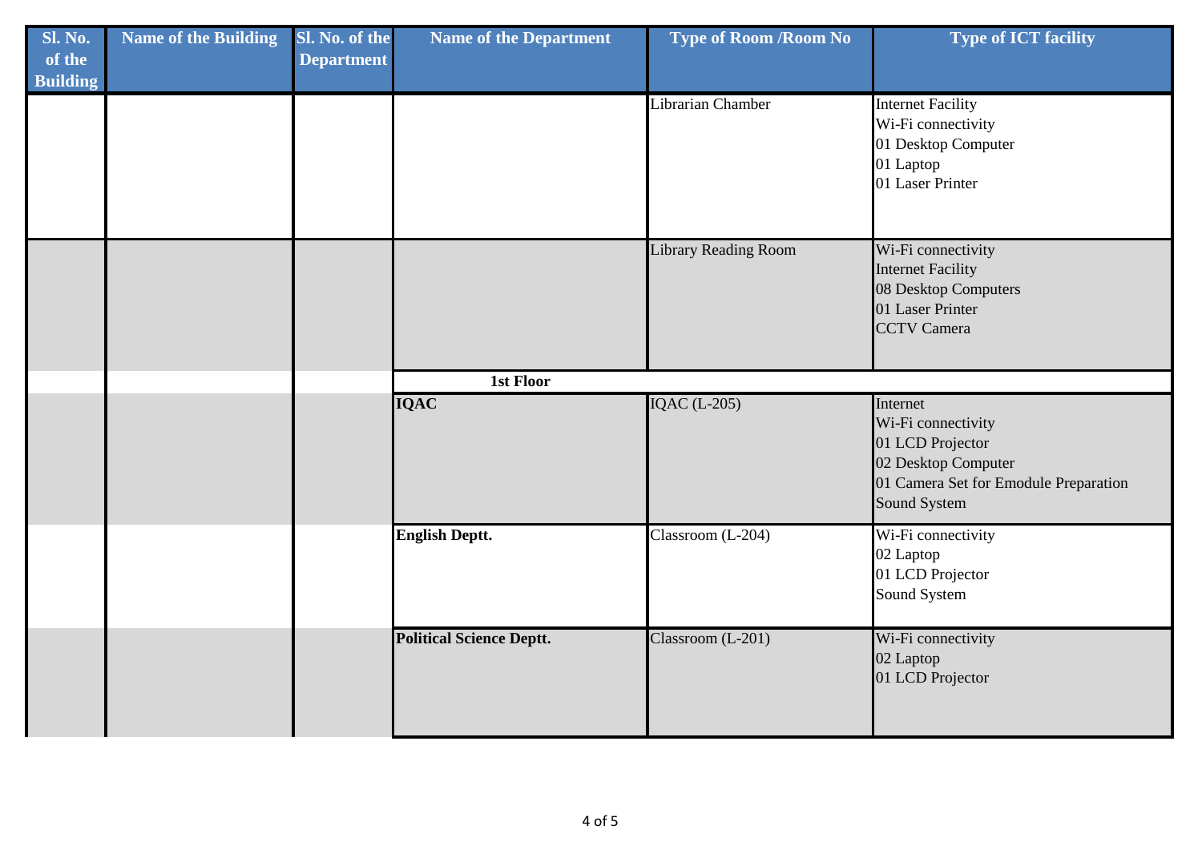| Sl. No. of the Building | Name of the Building | Sl. No. of the Department | Name of the Department | Type of Room /Room No | Type of ICT facility |
|---|---|---|---|---|---|
| | | | | Librarian Chamber | Internet Facility<br>Wi-Fi connectivity<br>01 Desktop Computer<br>01 Laptop<br>01 Laser Printer |
| | | | | Library Reading Room | Wi-Fi connectivity<br>Internet Facility<br>08 Desktop Computers<br>01 Laser Printer<br>CCTV Camera |
| | | | **1st Floor** | | |
| | | | **IQAC** | IQAC (L-205) | Internet<br>Wi-Fi connectivity<br>01 LCD Projector<br>02 Desktop Computer<br>01 Camera Set for Emodule Preparation<br>Sound System |
| | | | **English Deptt.** | Classroom (L-204) | Wi-Fi connectivity<br>02 Laptop<br>01 LCD Projector<br>Sound System |
| | | | **Political Science Deptt.** | Classroom (L-201) | Wi-Fi connectivity<br>02 Laptop<br>01 LCD Projector |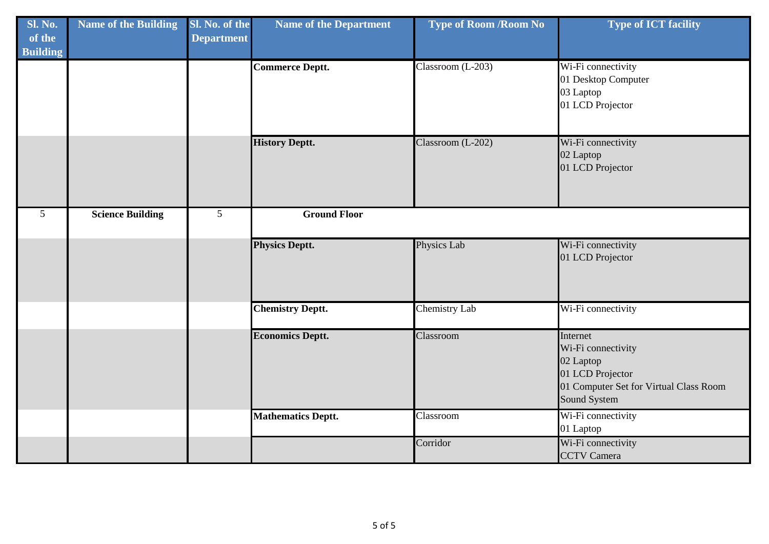| Sl. No. of the Building | Name of the Building | Sl. No. of the Department | Name of the Department | Type of Room /Room No | Type of ICT facility |
|---|---|---|---|---|---|
| | | | **Commerce Deptt.** | Classroom (L-203) | Wi-Fi connectivity<br>01 Desktop Computer<br>03 Laptop<br>01 LCD Projector |
| | | | **History Deptt.** | Classroom (L-202) | Wi-Fi connectivity<br>02 Laptop<br>01 LCD Projector |
| 5 | **Science Building** | 5 | **Ground Floor** | | |
| | | | **Physics Deptt.** | Physics Lab | Wi-Fi connectivity<br>01 LCD Projector |
| | | | **Chemistry Deptt.** | Chemistry Lab | Wi-Fi connectivity |
| | | | **Economics Deptt.** | Classroom | Internet<br>Wi-Fi connectivity<br>02 Laptop<br>01 LCD Projector<br>01 Computer Set for Virtual Class Room<br>Sound System |
| | | | **Mathematics Deptt.** | Classroom | Wi-Fi connectivity<br>01 Laptop |
| | | | | Corridor | Wi-Fi connectivity<br>CCTV Camera |